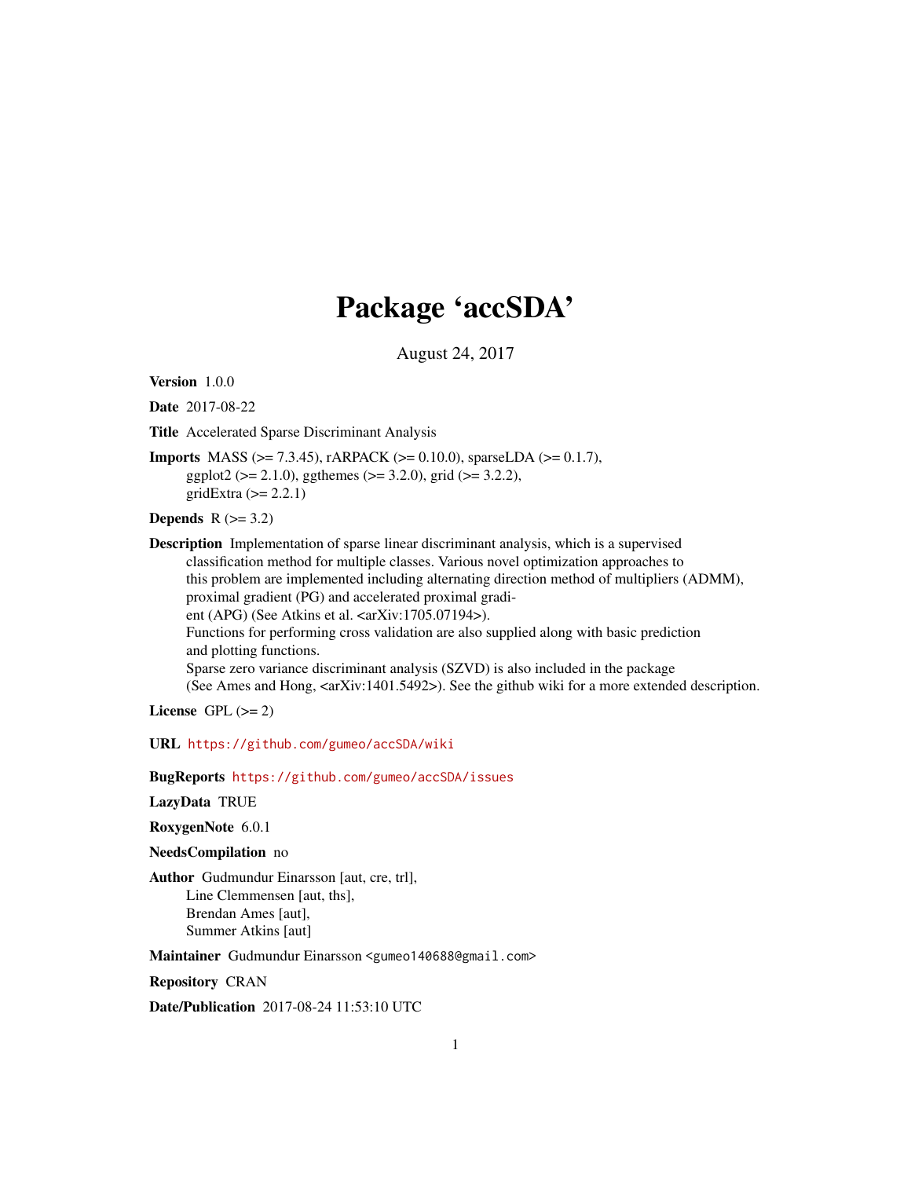# Package 'accSDA'

August 24, 2017

**Version** 1.0.0

**Date** 2017-08-22

**Title** Accelerated Sparse Discriminant Analysis

**Imports** MASS (>= 7.3.45), rARPACK (>= 0.10.0), sparseLDA (>= 0.1.7), ggplot2 (>= 2.1.0), ggthemes (>= 3.2.0), grid (>= 3.2.2), gridExtra (>= 2.2.1)

**Depends** R (>= 3.2)

**Description** Implementation of sparse linear discriminant analysis, which is a supervised classification method for multiple classes. Various novel optimization approaches to this problem are implemented including alternating direction method of multipliers (ADMM), proximal gradient (PG) and accelerated proximal gradient (APG) (See Atkins et al. <arXiv:1705.07194>).
Functions for performing cross validation are also supplied along with basic prediction and plotting functions.
Sparse zero variance discriminant analysis (SZVD) is also included in the package (See Ames and Hong, <arXiv:1401.5492>). See the github wiki for a more extended description.

**License** GPL (>= 2)

**URL** https://github.com/gumeo/accSDA/wiki

**BugReports** https://github.com/gumeo/accSDA/issues

**LazyData** TRUE

**RoxygenNote** 6.0.1

**NeedsCompilation** no

**Author** Gudmundur Einarsson [aut, cre, trl],
Line Clemmensen [aut, ths],
Brendan Ames [aut],
Summer Atkins [aut]

**Maintainer** Gudmundur Einarsson <gumeo140688@gmail.com>

**Repository** CRAN

**Date/Publication** 2017-08-24 11:53:10 UTC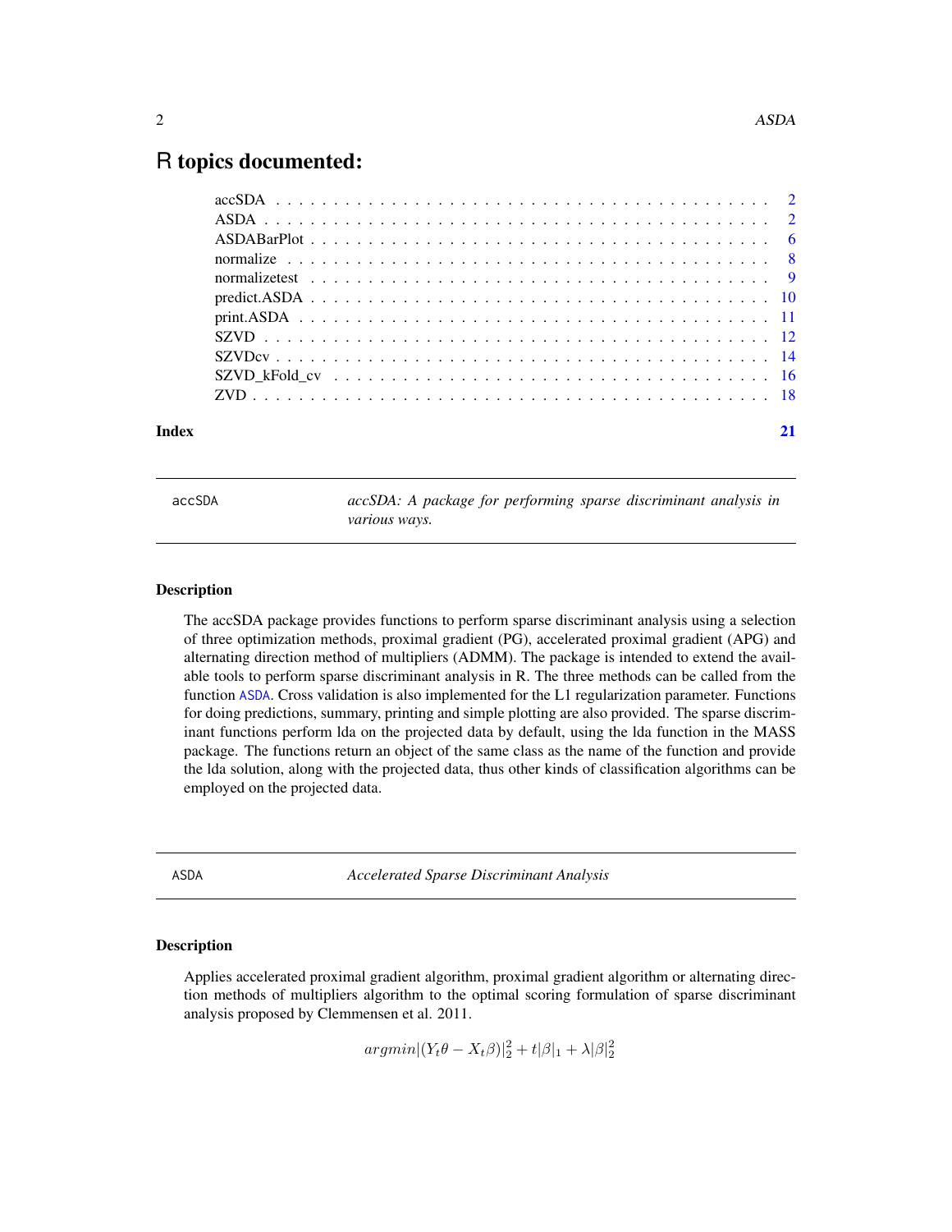# R topics documented:

| | |
|---|---|
| accSDA | 2 |
| ASDA | 2 |
| ASDABarPlot | 6 |
| normalize | 8 |
| normalizetest | 9 |
| predict.ASDA | 10 |
| print.ASDA | 11 |
| SZVD | 12 |
| SZVDcv | 14 |
| SZVD_kFold_cv | 16 |
| ZVD | 18 |
| **Index** | **21** |

---

accSDA — *accSDA: A package for performing sparse discriminant analysis in various ways.*

---

### Description

The accSDA package provides functions to perform sparse discriminant analysis using a selection of three optimization methods, proximal gradient (PG), accelerated proximal gradient (APG) and alternating direction method of multipliers (ADMM). The package is intended to extend the available tools to perform sparse discriminant analysis in R. The three methods can be called from the function ASDA. Cross validation is also implemented for the L1 regularization parameter. Functions for doing predictions, summary, printing and simple plotting are also provided. The sparse discriminant functions perform lda on the projected data by default, using the lda function in the MASS package. The functions return an object of the same class as the name of the function and provide the lda solution, along with the projected data, thus other kinds of classification algorithms can be employed on the projected data.

---

ASDA — *Accelerated Sparse Discriminant Analysis*

---

### Description

Applies accelerated proximal gradient algorithm, proximal gradient algorithm or alternating direction methods of multipliers algorithm to the optimal scoring formulation of sparse discriminant analysis proposed by Clemmensen et al. 2011.

$$argmin|(Y_t\theta - X_t\beta)|_2^2 + t|\beta|_1 + \lambda|\beta|_2^2$$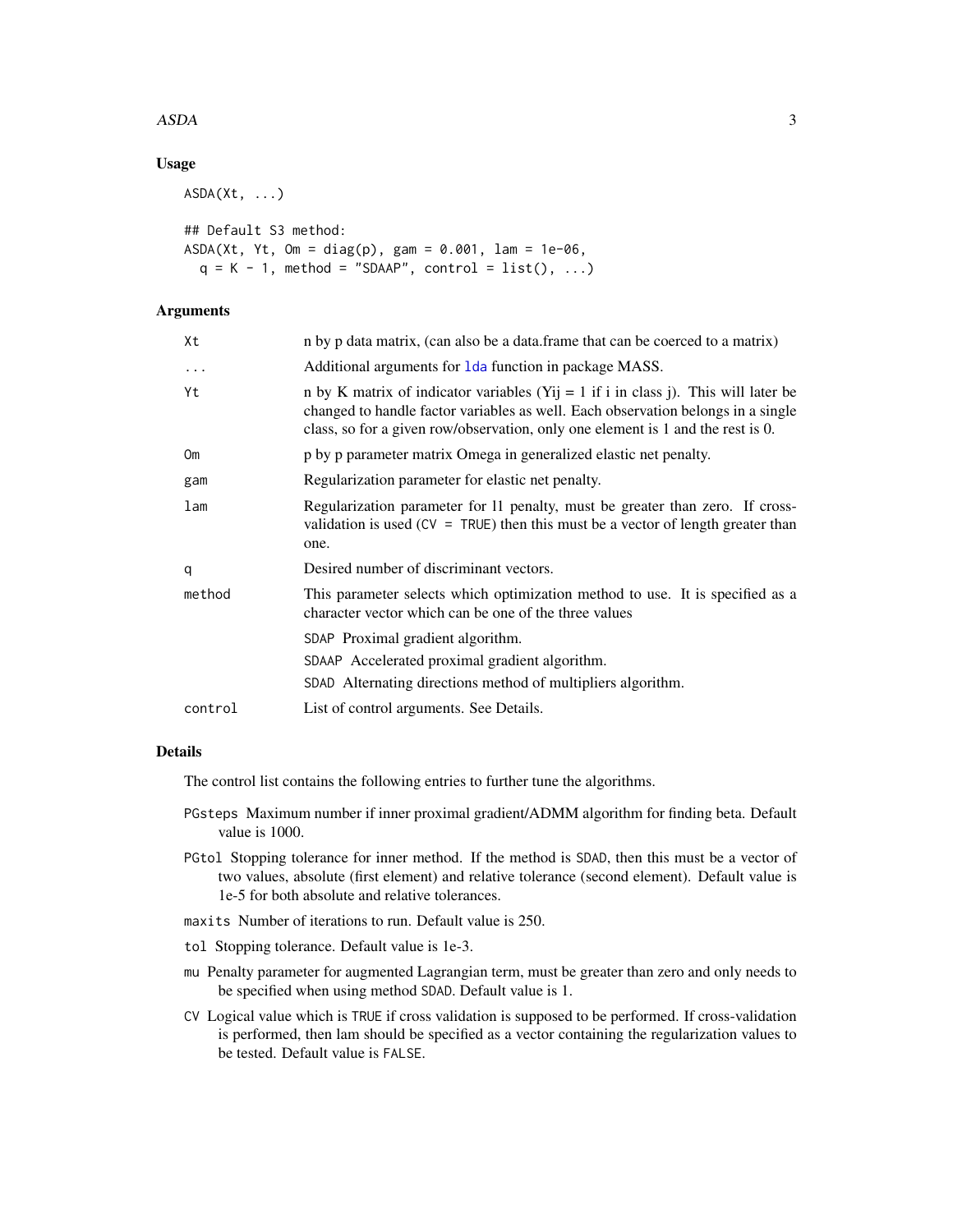## Usage

```
ASDA(Xt, ...)

## Default S3 method:
ASDA(Xt, Yt, Om = diag(p), gam = 0.001, lam = 1e-06,
  q = K - 1, method = "SDAAP", control = list(), ...)
```

## Arguments

| | |
|---|---|
| `Xt` | n by p data matrix, (can also be a data.frame that can be coerced to a matrix) |
| `...` | Additional arguments for `lda` function in package MASS. |
| `Yt` | n by K matrix of indicator variables (Yij = 1 if i in class j). This will later be changed to handle factor variables as well. Each observation belongs in a single class, so for a given row/observation, only one element is 1 and the rest is 0. |
| `Om` | p by p parameter matrix Omega in generalized elastic net penalty. |
| `gam` | Regularization parameter for elastic net penalty. |
| `lam` | Regularization parameter for l1 penalty, must be greater than zero. If cross-validation is used (`CV = TRUE`) then this must be a vector of length greater than one. |
| `q` | Desired number of discriminant vectors. |
| `method` | This parameter selects which optimization method to use. It is specified as a character vector which can be one of the three values<br>`SDAP` Proximal gradient algorithm.<br>`SDAAP` Accelerated proximal gradient algorithm.<br>`SDAD` Alternating directions method of multipliers algorithm. |
| `control` | List of control arguments. See Details. |

## Details

The control list contains the following entries to further tune the algorithms.

- `PGsteps` Maximum number if inner proximal gradient/ADMM algorithm for finding beta. Default value is 1000.
- `PGtol` Stopping tolerance for inner method. If the method is `SDAD`, then this must be a vector of two values, absolute (first element) and relative tolerance (second element). Default value is 1e-5 for both absolute and relative tolerances.
- `maxits` Number of iterations to run. Default value is 250.
- `tol` Stopping tolerance. Default value is 1e-3.
- `mu` Penalty parameter for augmented Lagrangian term, must be greater than zero and only needs to be specified when using method `SDAD`. Default value is 1.
- `CV` Logical value which is `TRUE` if cross validation is supposed to be performed. If cross-validation is performed, then lam should be specified as a vector containing the regularization values to be tested. Default value is `FALSE`.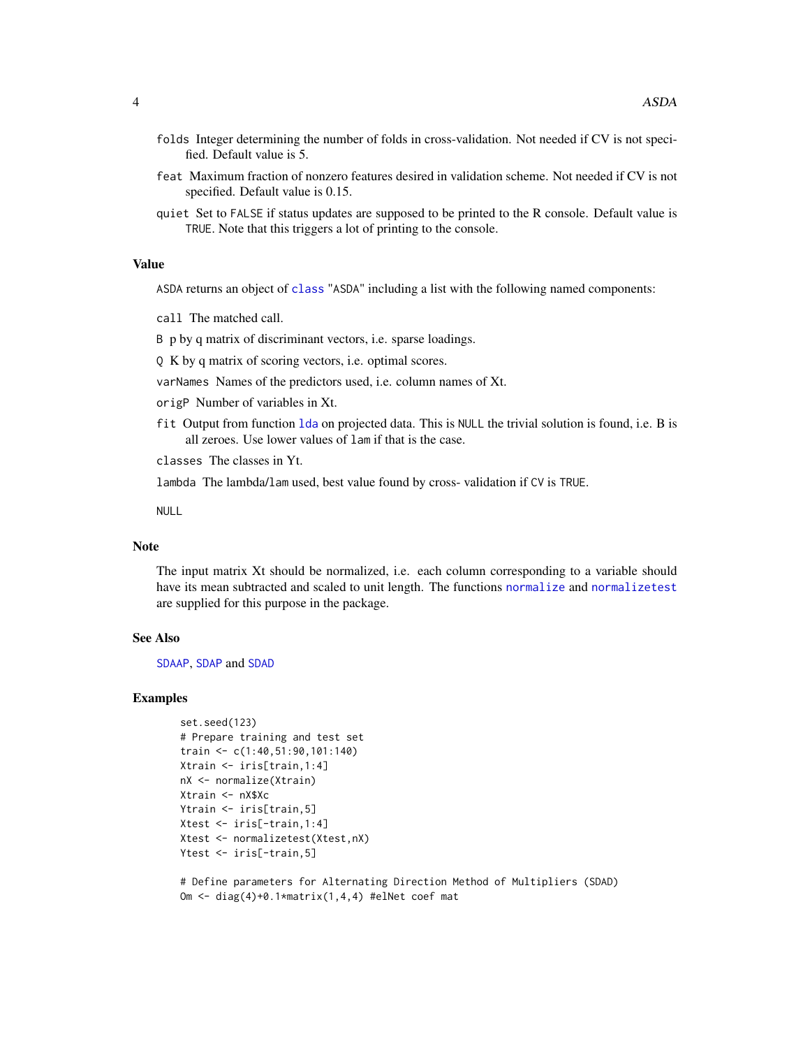`folds` Integer determining the number of folds in cross-validation. Not needed if CV is not specified. Default value is 5.

`feat` Maximum fraction of nonzero features desired in validation scheme. Not needed if CV is not specified. Default value is 0.15.

`quiet` Set to `FALSE` if status updates are supposed to be printed to the R console. Default value is `TRUE`. Note that this triggers a lot of printing to the console.

## Value

`ASDA` returns an object of `class` "ASDA" including a list with the following named components:

`call` The matched call.

`B` p by q matrix of discriminant vectors, i.e. sparse loadings.

`Q` K by q matrix of scoring vectors, i.e. optimal scores.

`varNames` Names of the predictors used, i.e. column names of Xt.

`origP` Number of variables in Xt.

`fit` Output from function `lda` on projected data. This is `NULL` the trivial solution is found, i.e. B is all zeroes. Use lower values of `lam` if that is the case.

`classes` The classes in Yt.

`lambda` The lambda/`lam` used, best value found by cross- validation if `CV` is `TRUE`.

`NULL`

## Note

The input matrix Xt should be normalized, i.e. each column corresponding to a variable should have its mean subtracted and scaled to unit length. The functions `normalize` and `normalizetest` are supplied for this purpose in the package.

## See Also

`SDAAP`, `SDAP` and `SDAD`

## Examples

```
set.seed(123)
# Prepare training and test set
train <- c(1:40,51:90,101:140)
Xtrain <- iris[train,1:4]
nX <- normalize(Xtrain)
Xtrain <- nX$Xc
Ytrain <- iris[train,5]
Xtest <- iris[-train,1:4]
Xtest <- normalizetest(Xtest,nX)
Ytest <- iris[-train,5]

# Define parameters for Alternating Direction Method of Multipliers (SDAD)
Om <- diag(4)+0.1*matrix(1,4,4) #elNet coef mat
```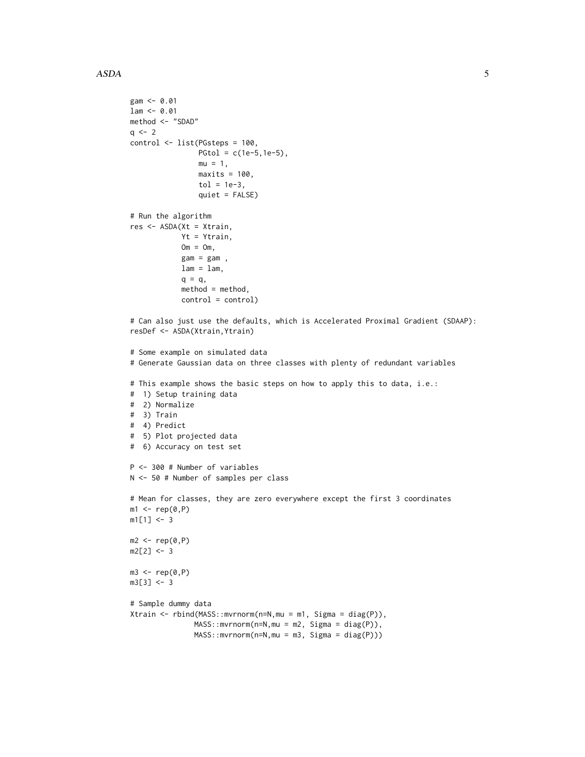```
gam <- 0.01
lam <- 0.01
method <- "SDAD"
q <- 2
control <- list(PGsteps = 100,
                PGtol = c(1e-5,1e-5),
                mu = 1,
                maxits = 100,
                tol = 1e-3,
                quiet = FALSE)

# Run the algorithm
res <- ASDA(Xt = Xtrain,
            Yt = Ytrain,
            Om = Om,
            gam = gam ,
            lam = lam,
            q = q,
            method = method,
            control = control)

# Can also just use the defaults, which is Accelerated Proximal Gradient (SDAAP):
resDef <- ASDA(Xtrain,Ytrain)

# Some example on simulated data
# Generate Gaussian data on three classes with plenty of redundant variables

# This example shows the basic steps on how to apply this to data, i.e.:
#  1) Setup training data
#  2) Normalize
#  3) Train
#  4) Predict
#  5) Plot projected data
#  6) Accuracy on test set

P <- 300 # Number of variables
N <- 50 # Number of samples per class

# Mean for classes, they are zero everywhere except the first 3 coordinates
m1 <- rep(0,P)
m1[1] <- 3

m2 <- rep(0,P)
m2[2] <- 3

m3 <- rep(0,P)
m3[3] <- 3

# Sample dummy data
Xtrain <- rbind(MASS::mvrnorm(n=N,mu = m1, Sigma = diag(P)),
               MASS::mvrnorm(n=N,mu = m2, Sigma = diag(P)),
               MASS::mvrnorm(n=N,mu = m3, Sigma = diag(P)))
```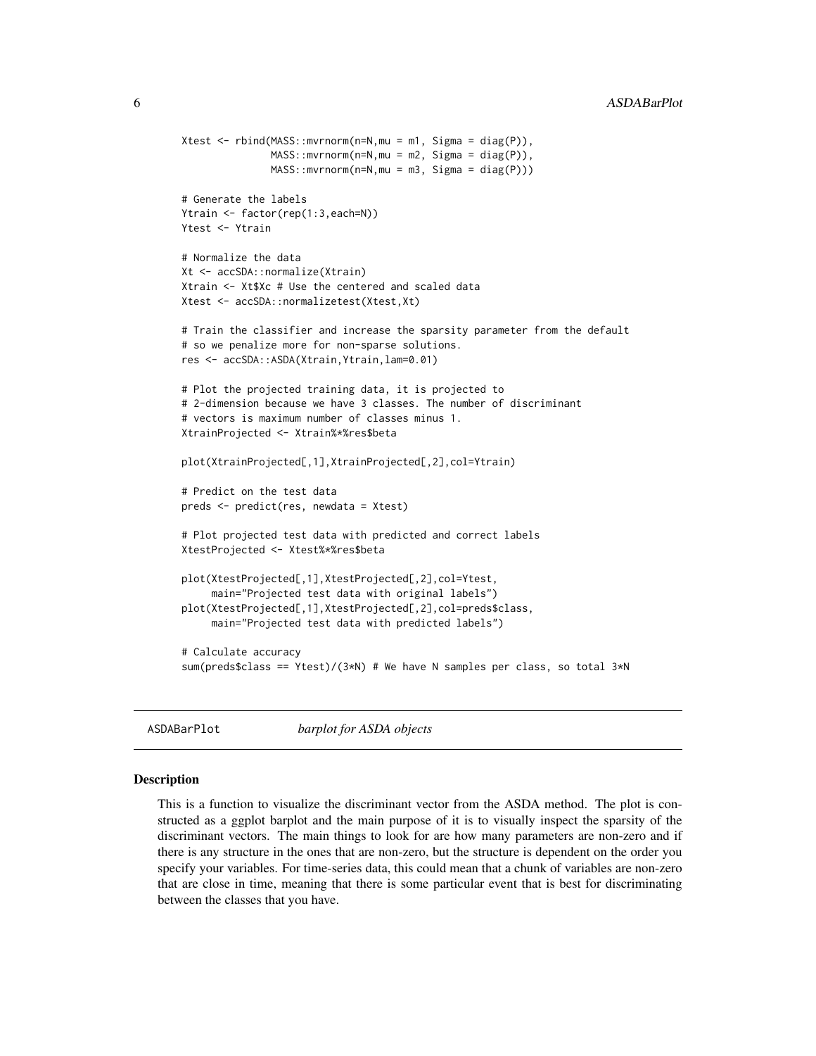```
Xtest <- rbind(MASS::mvrnorm(n=N,mu = m1, Sigma = diag(P)),
               MASS::mvrnorm(n=N,mu = m2, Sigma = diag(P)),
               MASS::mvrnorm(n=N,mu = m3, Sigma = diag(P)))

# Generate the labels
Ytrain <- factor(rep(1:3,each=N))
Ytest <- Ytrain

# Normalize the data
Xt <- accSDA::normalize(Xtrain)
Xtrain <- Xt$Xc # Use the centered and scaled data
Xtest <- accSDA::normalizetest(Xtest,Xt)

# Train the classifier and increase the sparsity parameter from the default
# so we penalize more for non-sparse solutions.
res <- accSDA::ASDA(Xtrain,Ytrain,lam=0.01)

# Plot the projected training data, it is projected to
# 2-dimension because we have 3 classes. The number of discriminant
# vectors is maximum number of classes minus 1.
XtrainProjected <- Xtrain%*%res$beta

plot(XtrainProjected[,1],XtrainProjected[,2],col=Ytrain)

# Predict on the test data
preds <- predict(res, newdata = Xtest)

# Plot projected test data with predicted and correct labels
XtestProjected <- Xtest%*%res$beta

plot(XtestProjected[,1],XtestProjected[,2],col=Ytest,
     main="Projected test data with original labels")
plot(XtestProjected[,1],XtestProjected[,2],col=preds$class,
     main="Projected test data with predicted labels")

# Calculate accuracy
sum(preds$class == Ytest)/(3*N) # We have N samples per class, so total 3*N
```

## ASDABarPlot *barplot for ASDA objects*

### Description

This is a function to visualize the discriminant vector from the ASDA method. The plot is constructed as a ggplot barplot and the main purpose of it is to visually inspect the sparsity of the discriminant vectors. The main things to look for are how many parameters are non-zero and if there is any structure in the ones that are non-zero, but the structure is dependent on the order you specify your variables. For time-series data, this could mean that a chunk of variables are non-zero that are close in time, meaning that there is some particular event that is best for discriminating between the classes that you have.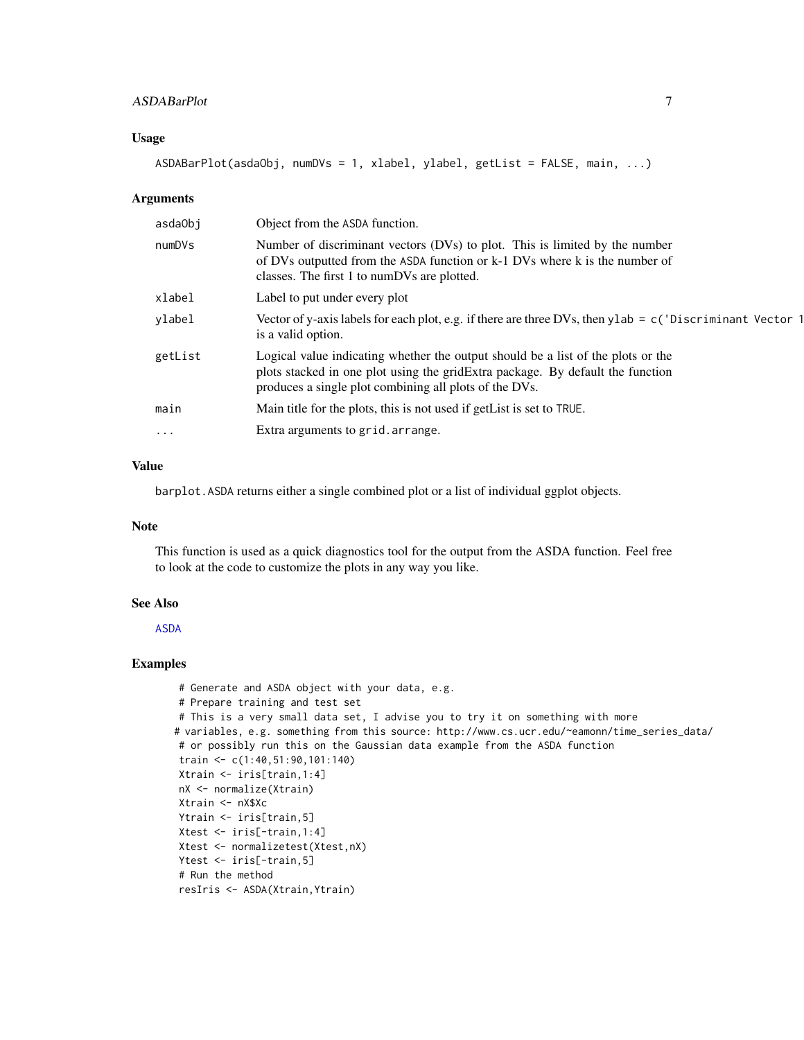### Usage

```
ASDABarPlot(asdaObj, numDVs = 1, xlabel, ylabel, getList = FALSE, main, ...)
```

### Arguments

| | |
|---|---|
| asdaObj | Object from the ASDA function. |
| numDVs | Number of discriminant vectors (DVs) to plot. This is limited by the number of DVs outputted from the ASDA function or k-1 DVs where k is the number of classes. The first 1 to numDVs are plotted. |
| xlabel | Label to put under every plot |
| ylabel | Vector of y-axis labels for each plot, e.g. if there are three DVs, then ylab = c('Discriminant Vector 1 is a valid option. |
| getList | Logical value indicating whether the output should be a list of the plots or the plots stacked in one plot using the gridExtra package. By default the function produces a single plot combining all plots of the DVs. |
| main | Main title for the plots, this is not used if getList is set to TRUE. |
| ... | Extra arguments to grid.arrange. |

### Value

barplot.ASDA returns either a single combined plot or a list of individual ggplot objects.

### Note

This function is used as a quick diagnostics tool for the output from the ASDA function. Feel free to look at the code to customize the plots in any way you like.

### See Also

ASDA

### Examples

```
# Generate and ASDA object with your data, e.g.
# Prepare training and test set
# This is a very small data set, I advise you to try it on something with more
# variables, e.g. something from this source: http://www.cs.ucr.edu/~eamonn/time_series_data/
# or possibly run this on the Gaussian data example from the ASDA function
train <- c(1:40,51:90,101:140)
Xtrain <- iris[train,1:4]
nX <- normalize(Xtrain)
Xtrain <- nX$Xc
Ytrain <- iris[train,5]
Xtest <- iris[-train,1:4]
Xtest <- normalizetest(Xtest,nX)
Ytest <- iris[-train,5]
# Run the method
resIris <- ASDA(Xtrain,Ytrain)
```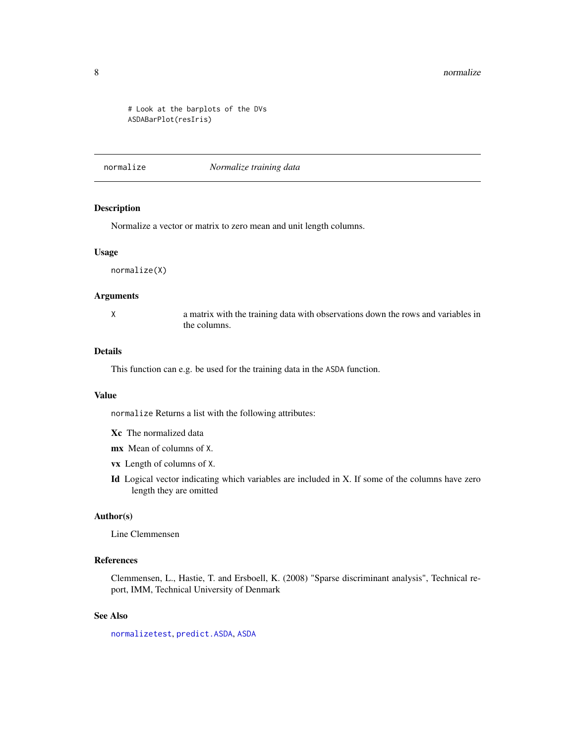```
# Look at the barplots of the DVs
ASDABarPlot(resIris)
```

---

## normalize — *Normalize training data*

---

### Description

Normalize a vector or matrix to zero mean and unit length columns.

### Usage

```
normalize(X)
```

### Arguments

| | |
|---|---|
| `X` | a matrix with the training data with observations down the rows and variables in the columns. |

### Details

This function can e.g. be used for the training data in the `ASDA` function.

### Value

`normalize` Returns a list with the following attributes:

**Xc** The normalized data

**mx** Mean of columns of `X`.

**vx** Length of columns of `X`.

**Id** Logical vector indicating which variables are included in X. If some of the columns have zero length they are omitted

### Author(s)

Line Clemmensen

### References

Clemmensen, L., Hastie, T. and Ersboell, K. (2008) "Sparse discriminant analysis", Technical report, IMM, Technical University of Denmark

### See Also

`normalizetest`, `predict.ASDA`, `ASDA`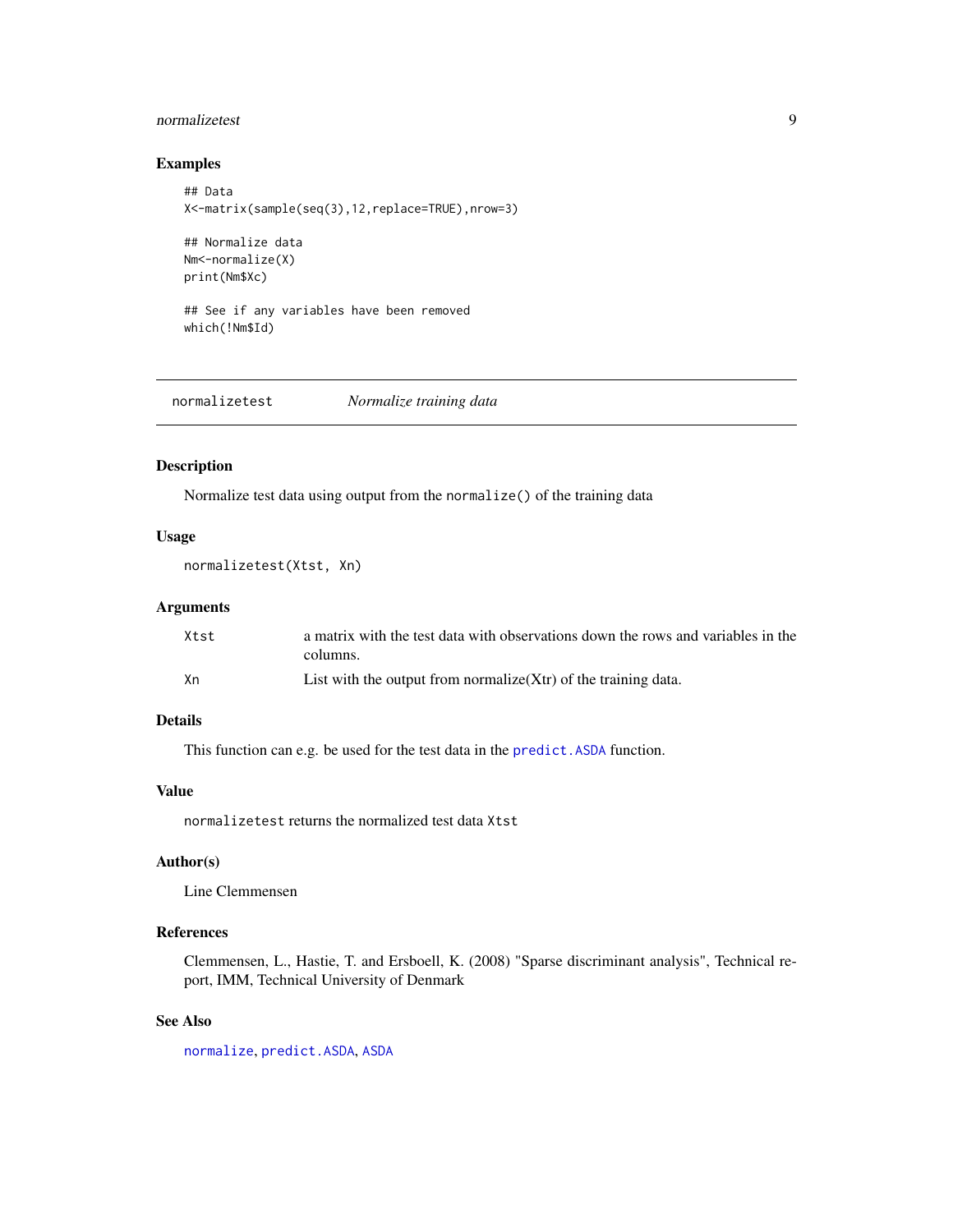### Examples

```
## Data
X<-matrix(sample(seq(3),12,replace=TRUE),nrow=3)

## Normalize data
Nm<-normalize(X)
print(Nm$Xc)

## See if any variables have been removed
which(!Nm$Id)
```

---

## normalizetest *Normalize training data*

---

### Description

Normalize test data using output from the `normalize()` of the training data

### Usage

```
normalizetest(Xtst, Xn)
```

### Arguments

| | |
|---|---|
| `Xtst` | a matrix with the test data with observations down the rows and variables in the columns. |
| `Xn` | List with the output from normalize(Xtr) of the training data. |

### Details

This function can e.g. be used for the test data in the `predict.ASDA` function.

### Value

`normalizetest` returns the normalized test data `Xtst`

### Author(s)

Line Clemmensen

### References

Clemmensen, L., Hastie, T. and Ersboell, K. (2008) "Sparse discriminant analysis", Technical report, IMM, Technical University of Denmark

### See Also

`normalize`, `predict.ASDA`, `ASDA`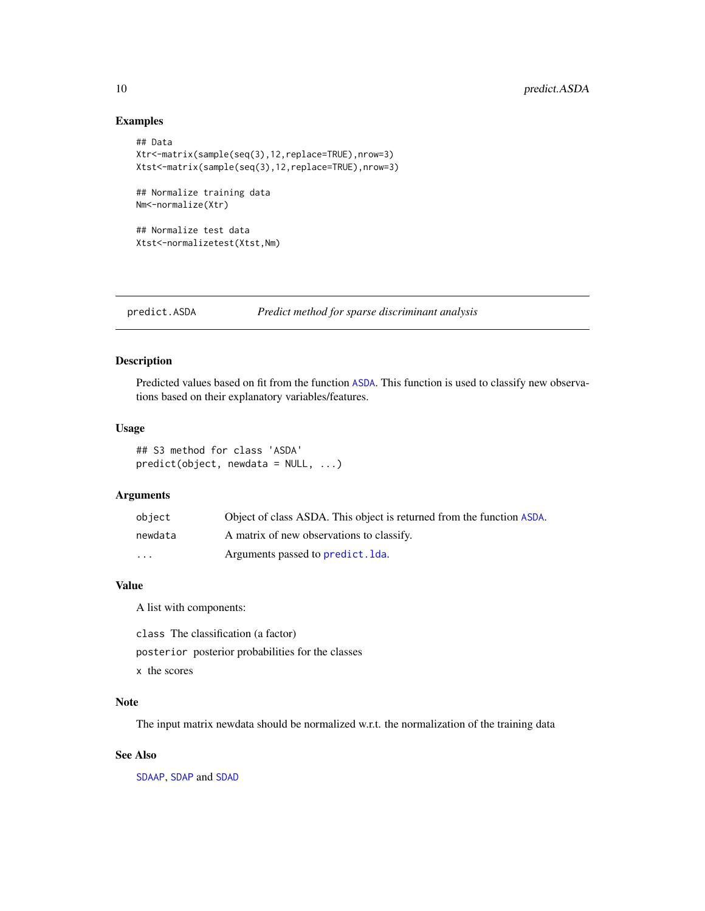### Examples

```
## Data
Xtr<-matrix(sample(seq(3),12,replace=TRUE),nrow=3)
Xtst<-matrix(sample(seq(3),12,replace=TRUE),nrow=3)

## Normalize training data
Nm<-normalize(Xtr)

## Normalize test data
Xtst<-normalizetest(Xtst,Nm)
```

---

## predict.ASDA — *Predict method for sparse discriminant analysis*

---

### Description

Predicted values based on fit from the function ASDA. This function is used to classify new observations based on their explanatory variables/features.

### Usage

```
## S3 method for class 'ASDA'
predict(object, newdata = NULL, ...)
```

### Arguments

| | |
|---|---|
| `object` | Object of class ASDA. This object is returned from the function ASDA. |
| `newdata` | A matrix of new observations to classify. |
| `...` | Arguments passed to `predict.lda`. |

### Value

A list with components:

`class` The classification (a factor)

`posterior` posterior probabilities for the classes

`x` the scores

### Note

The input matrix newdata should be normalized w.r.t. the normalization of the training data

### See Also

SDAAP, SDAP and SDAD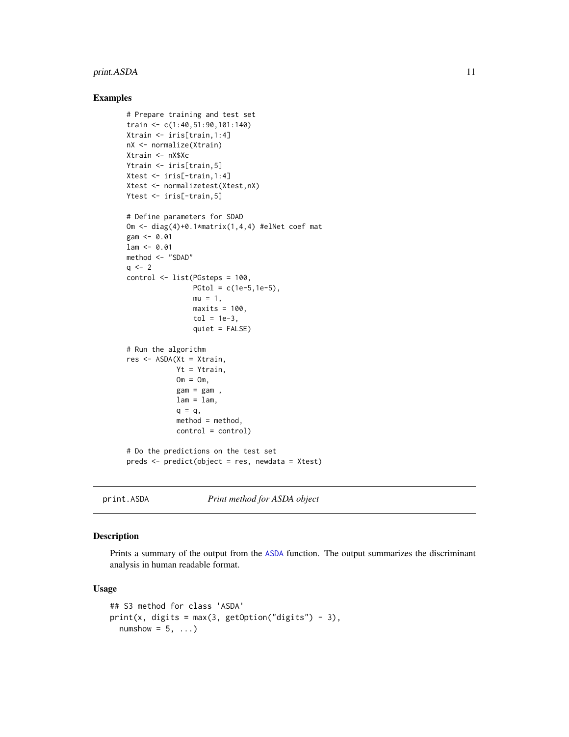### Examples

```
# Prepare training and test set
train <- c(1:40,51:90,101:140)
Xtrain <- iris[train,1:4]
nX <- normalize(Xtrain)
Xtrain <- nX$Xc
Ytrain <- iris[train,5]
Xtest <- iris[-train,1:4]
Xtest <- normalizetest(Xtest,nX)
Ytest <- iris[-train,5]

# Define parameters for SDAD
Om <- diag(4)+0.1*matrix(1,4,4) #elNet coef mat
gam <- 0.01
lam <- 0.01
method <- "SDAD"
q <- 2
control <- list(PGsteps = 100,
                PGtol = c(1e-5,1e-5),
                mu = 1,
                maxits = 100,
                tol = 1e-3,
                quiet = FALSE)

# Run the algorithm
res <- ASDA(Xt = Xtrain,
            Yt = Ytrain,
            Om = Om,
            gam = gam ,
            lam = lam,
            q = q,
            method = method,
            control = control)

# Do the predictions on the test set
preds <- predict(object = res, newdata = Xtest)
```

## print.ASDA    *Print method for ASDA object*

### Description

Prints a summary of the output from the ASDA function. The output summarizes the discriminant analysis in human readable format.

### Usage

```
## S3 method for class 'ASDA'
print(x, digits = max(3, getOption("digits") - 3),
  numshow = 5, ...)
```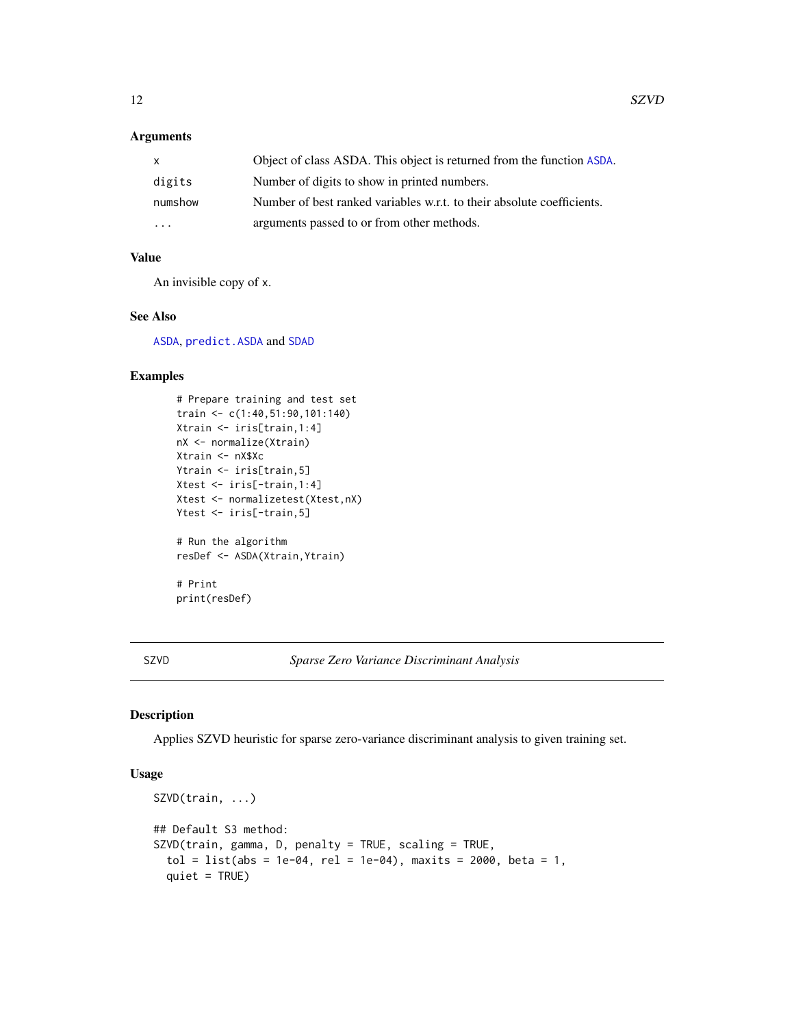## Arguments

| | |
|---|---|
| x | Object of class ASDA. This object is returned from the function ASDA. |
| digits | Number of digits to show in printed numbers. |
| numshow | Number of best ranked variables w.r.t. to their absolute coefficients. |
| ... | arguments passed to or from other methods. |

## Value

An invisible copy of x.

## See Also

ASDA, predict.ASDA and SDAD

## Examples

```
# Prepare training and test set
train <- c(1:40,51:90,101:140)
Xtrain <- iris[train,1:4]
nX <- normalize(Xtrain)
Xtrain <- nX$Xc
Ytrain <- iris[train,5]
Xtest <- iris[-train,1:4]
Xtest <- normalizetest(Xtest,nX)
Ytest <- iris[-train,5]

# Run the algorithm
resDef <- ASDA(Xtrain,Ytrain)

# Print
print(resDef)
```

---

# SZVD &emsp; *Sparse Zero Variance Discriminant Analysis*

---

## Description

Applies SZVD heuristic for sparse zero-variance discriminant analysis to given training set.

## Usage

```
SZVD(train, ...)

## Default S3 method:
SZVD(train, gamma, D, penalty = TRUE, scaling = TRUE,
  tol = list(abs = 1e-04, rel = 1e-04), maxits = 2000, beta = 1,
  quiet = TRUE)
```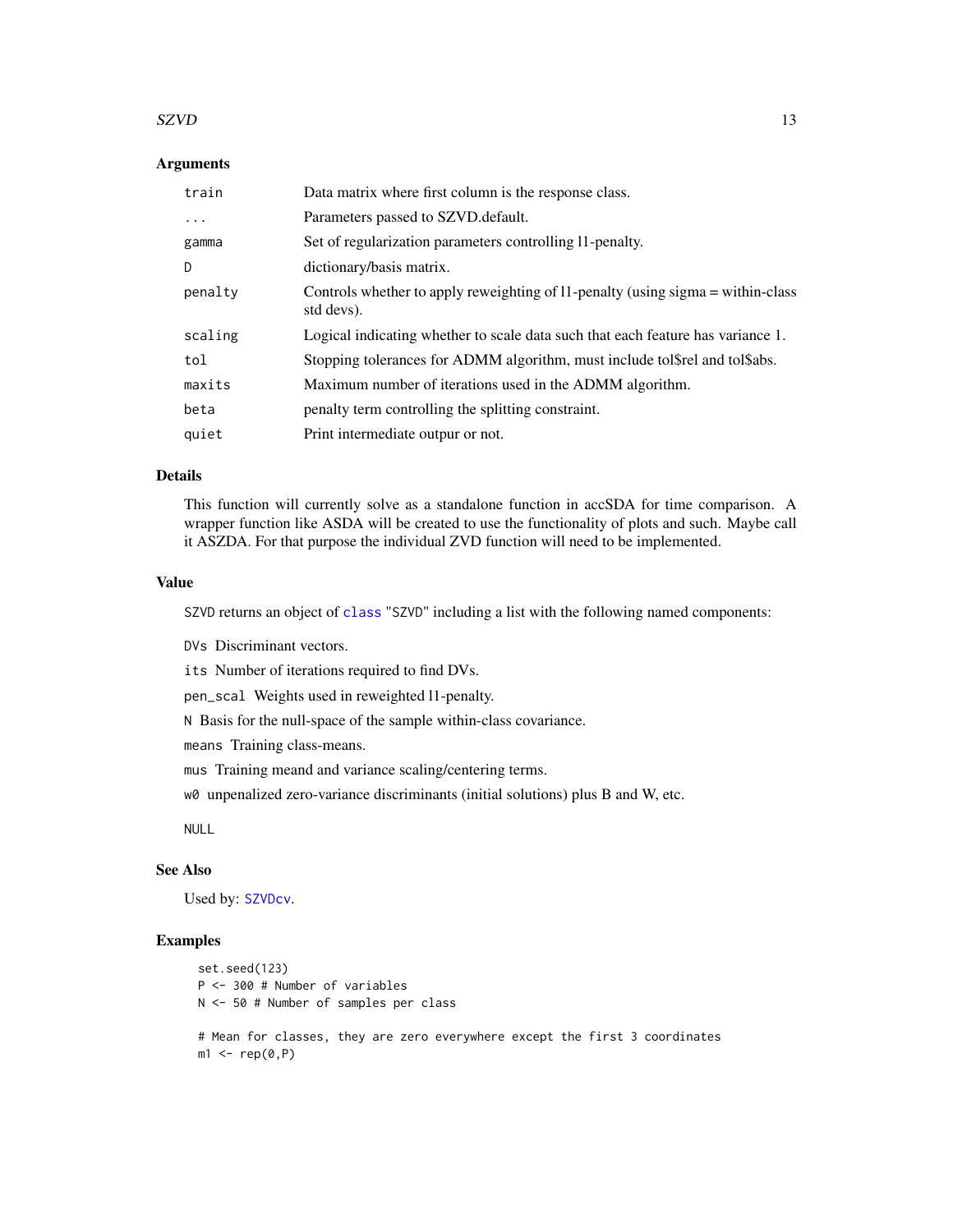### Arguments

| | |
|---|---|
| train | Data matrix where first column is the response class. |
| ... | Parameters passed to SZVD.default. |
| gamma | Set of regularization parameters controlling l1-penalty. |
| D | dictionary/basis matrix. |
| penalty | Controls whether to apply reweighting of l1-penalty (using sigma = within-class std devs). |
| scaling | Logical indicating whether to scale data such that each feature has variance 1. |
| tol | Stopping tolerances for ADMM algorithm, must include tol$rel and tol$abs. |
| maxits | Maximum number of iterations used in the ADMM algorithm. |
| beta | penalty term controlling the splitting constraint. |
| quiet | Print intermediate outpur or not. |

### Details

This function will currently solve as a standalone function in accSDA for time comparison. A wrapper function like ASDA will be created to use the functionality of plots and such. Maybe call it ASZDA. For that purpose the individual ZVD function will need to be implemented.

### Value

SZVD returns an object of class "SZVD" including a list with the following named components:

DVs Discriminant vectors.

its Number of iterations required to find DVs.

pen_scal Weights used in reweighted l1-penalty.

N Basis for the null-space of the sample within-class covariance.

means Training class-means.

mus Training meand and variance scaling/centering terms.

w0 unpenalized zero-variance discriminants (initial solutions) plus B and W, etc.

NULL

### See Also

Used by: SZVDcv.

### Examples

```
set.seed(123)
P <- 300 # Number of variables
N <- 50 # Number of samples per class

# Mean for classes, they are zero everywhere except the first 3 coordinates
m1 <- rep(0,P)
```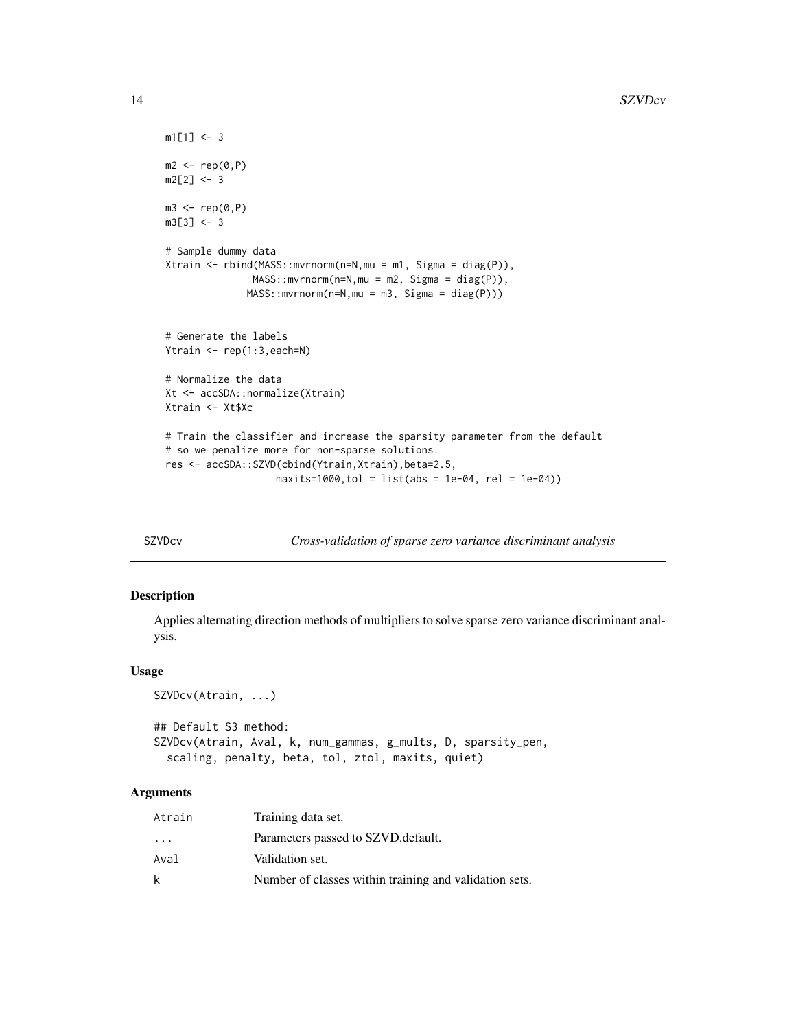```
m1[1] <- 3

m2 <- rep(0,P)
m2[2] <- 3

m3 <- rep(0,P)
m3[3] <- 3

# Sample dummy data
Xtrain <- rbind(MASS::mvrnorm(n=N,mu = m1, Sigma = diag(P)),
               MASS::mvrnorm(n=N,mu = m2, Sigma = diag(P)),
              MASS::mvrnorm(n=N,mu = m3, Sigma = diag(P)))


# Generate the labels
Ytrain <- rep(1:3,each=N)

# Normalize the data
Xt <- accSDA::normalize(Xtrain)
Xtrain <- Xt$Xc

# Train the classifier and increase the sparsity parameter from the default
# so we penalize more for non-sparse solutions.
res <- accSDA::SZVD(cbind(Ytrain,Xtrain),beta=2.5,
                   maxits=1000,tol = list(abs = 1e-04, rel = 1e-04))
```

## SZVDcv — *Cross-validation of sparse zero variance discriminant analysis*

### Description

Applies alternating direction methods of multipliers to solve sparse zero variance discriminant analysis.

### Usage

```
SZVDcv(Atrain, ...)

## Default S3 method:
SZVDcv(Atrain, Aval, k, num_gammas, g_mults, D, sparsity_pen,
  scaling, penalty, beta, tol, ztol, maxits, quiet)
```

### Arguments

| | |
|---|---|
| Atrain | Training data set. |
| ... | Parameters passed to SZVD.default. |
| Aval | Validation set. |
| k | Number of classes within training and validation sets. |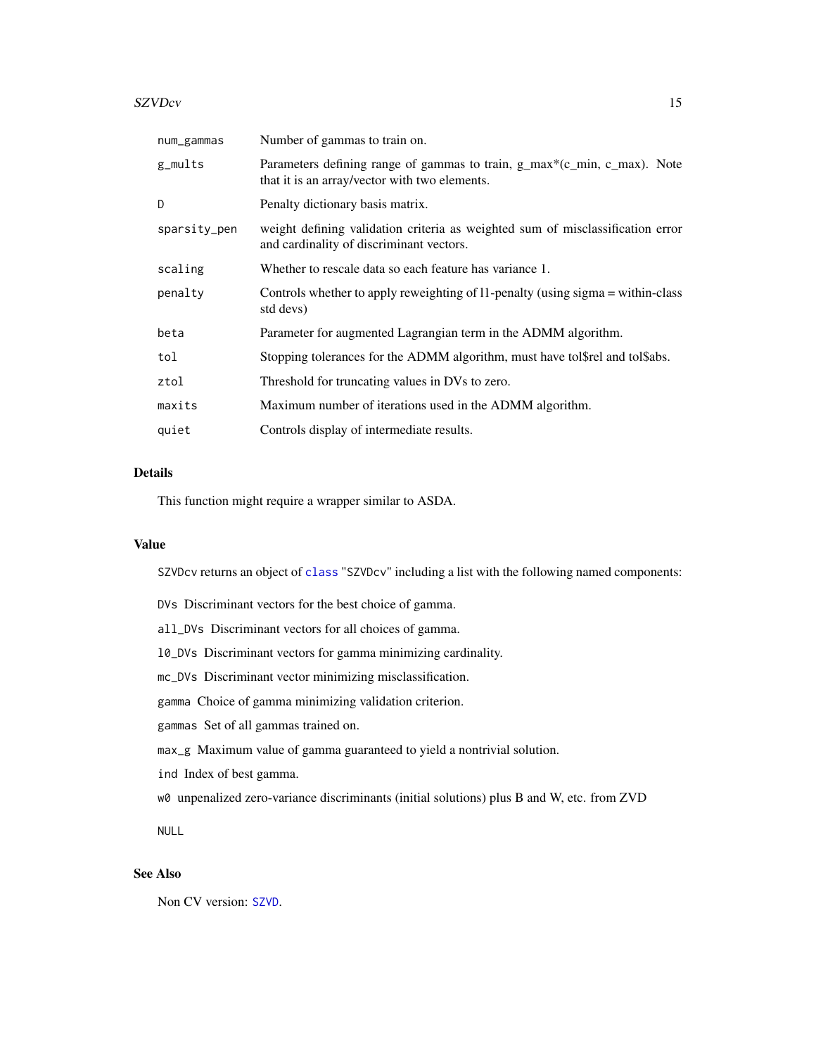| | |
|---|---|
| num_gammas | Number of gammas to train on. |
| g_mults | Parameters defining range of gammas to train, g_max*(c_min, c_max). Note that it is an array/vector with two elements. |
| D | Penalty dictionary basis matrix. |
| sparsity_pen | weight defining validation criteria as weighted sum of misclassification error and cardinality of discriminant vectors. |
| scaling | Whether to rescale data so each feature has variance 1. |
| penalty | Controls whether to apply reweighting of l1-penalty (using sigma = within-class std devs) |
| beta | Parameter for augmented Lagrangian term in the ADMM algorithm. |
| tol | Stopping tolerances for the ADMM algorithm, must have tol$rel and tol$abs. |
| ztol | Threshold for truncating values in DVs to zero. |
| maxits | Maximum number of iterations used in the ADMM algorithm. |
| quiet | Controls display of intermediate results. |

## Details

This function might require a wrapper similar to ASDA.

## Value

`SZVDcv` returns an object of `class` "`SZVDcv`" including a list with the following named components:

`DVs` Discriminant vectors for the best choice of gamma.

`all_DVs` Discriminant vectors for all choices of gamma.

`l0_DVs` Discriminant vectors for gamma minimizing cardinality.

`mc_DVs` Discriminant vector minimizing misclassification.

`gamma` Choice of gamma minimizing validation criterion.

`gammas` Set of all gammas trained on.

`max_g` Maximum value of gamma guaranteed to yield a nontrivial solution.

`ind` Index of best gamma.

`w0` unpenalized zero-variance discriminants (initial solutions) plus B and W, etc. from ZVD

`NULL`

## See Also

Non CV version: `SZVD`.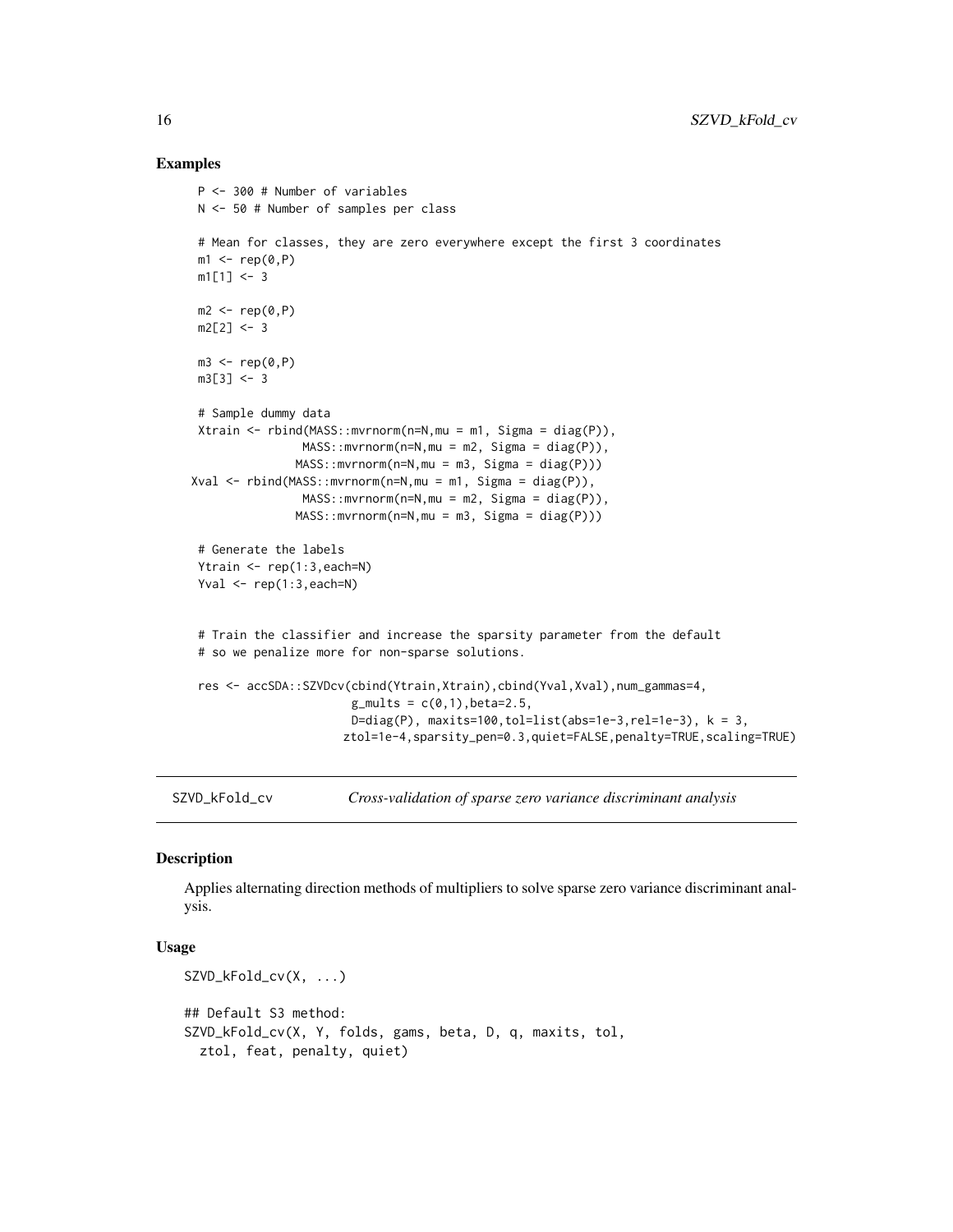## Examples

```
P <- 300 # Number of variables
N <- 50 # Number of samples per class

# Mean for classes, they are zero everywhere except the first 3 coordinates
m1 <- rep(0,P)
m1[1] <- 3

m2 <- rep(0,P)
m2[2] <- 3

m3 <- rep(0,P)
m3[3] <- 3

# Sample dummy data
Xtrain <- rbind(MASS::mvrnorm(n=N,mu = m1, Sigma = diag(P)),
               MASS::mvrnorm(n=N,mu = m2, Sigma = diag(P)),
              MASS::mvrnorm(n=N,mu = m3, Sigma = diag(P)))
Xval <- rbind(MASS::mvrnorm(n=N,mu = m1, Sigma = diag(P)),
               MASS::mvrnorm(n=N,mu = m2, Sigma = diag(P)),
              MASS::mvrnorm(n=N,mu = m3, Sigma = diag(P)))

# Generate the labels
Ytrain <- rep(1:3,each=N)
Yval <- rep(1:3,each=N)


# Train the classifier and increase the sparsity parameter from the default
# so we penalize more for non-sparse solutions.

res <- accSDA::SZVDcv(cbind(Ytrain,Xtrain),cbind(Yval,Xval),num_gammas=4,
                     g_mults = c(0,1),beta=2.5,
                     D=diag(P), maxits=100,tol=list(abs=1e-3,rel=1e-3), k = 3,
                    ztol=1e-4,sparsity_pen=0.3,quiet=FALSE,penalty=TRUE,scaling=TRUE)
```

---

SZVD_kFold_cv — *Cross-validation of sparse zero variance discriminant analysis*

---

## Description

Applies alternating direction methods of multipliers to solve sparse zero variance discriminant analysis.

## Usage

```
SZVD_kFold_cv(X, ...)

## Default S3 method:
SZVD_kFold_cv(X, Y, folds, gams, beta, D, q, maxits, tol,
  ztol, feat, penalty, quiet)
```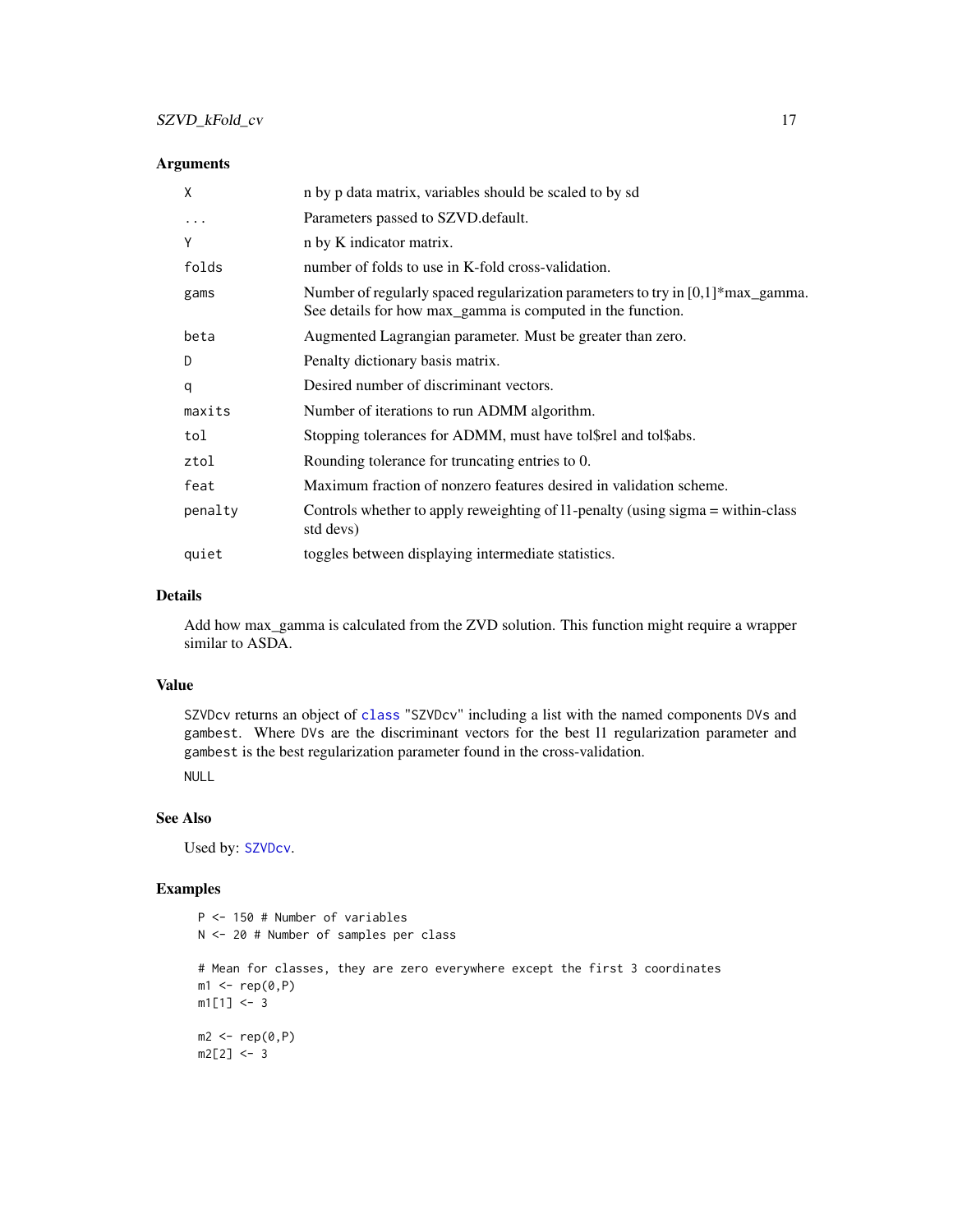### Arguments

| | |
|---|---|
| X | n by p data matrix, variables should be scaled to by sd |
| ... | Parameters passed to SZVD.default. |
| Y | n by K indicator matrix. |
| folds | number of folds to use in K-fold cross-validation. |
| gams | Number of regularly spaced regularization parameters to try in [0,1]*max_gamma. See details for how max_gamma is computed in the function. |
| beta | Augmented Lagrangian parameter. Must be greater than zero. |
| D | Penalty dictionary basis matrix. |
| q | Desired number of discriminant vectors. |
| maxits | Number of iterations to run ADMM algorithm. |
| tol | Stopping tolerances for ADMM, must have tol$rel and tol$abs. |
| ztol | Rounding tolerance for truncating entries to 0. |
| feat | Maximum fraction of nonzero features desired in validation scheme. |
| penalty | Controls whether to apply reweighting of l1-penalty (using sigma = within-class std devs) |
| quiet | toggles between displaying intermediate statistics. |

### Details

Add how max_gamma is calculated from the ZVD solution. This function might require a wrapper similar to ASDA.

### Value

SZVDcv returns an object of class "SZVDcv" including a list with the named components DVs and gambest. Where DVs are the discriminant vectors for the best l1 regularization parameter and gambest is the best regularization parameter found in the cross-validation.

NULL

### See Also

Used by: SZVDcv.

### Examples

```
P <- 150 # Number of variables
N <- 20 # Number of samples per class

# Mean for classes, they are zero everywhere except the first 3 coordinates
m1 <- rep(0,P)
m1[1] <- 3

m2 <- rep(0,P)
m2[2] <- 3
```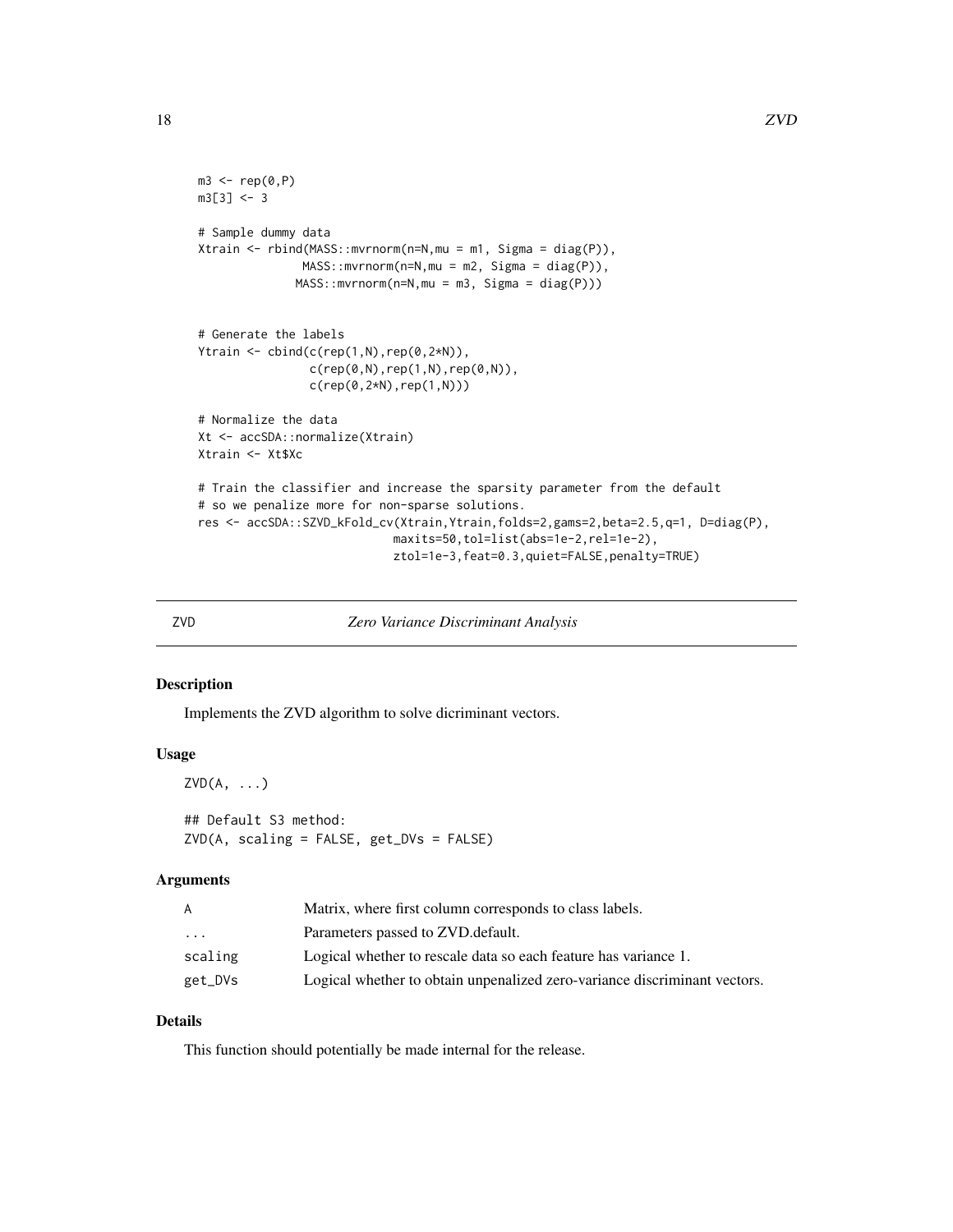```
m3 <- rep(0,P)
m3[3] <- 3

# Sample dummy data
Xtrain <- rbind(MASS::mvrnorm(n=N,mu = m1, Sigma = diag(P)),
               MASS::mvrnorm(n=N,mu = m2, Sigma = diag(P)),
              MASS::mvrnorm(n=N,mu = m3, Sigma = diag(P)))


# Generate the labels
Ytrain <- cbind(c(rep(1,N),rep(0,2*N)),
                c(rep(0,N),rep(1,N),rep(0,N)),
                c(rep(0,2*N),rep(1,N)))

# Normalize the data
Xt <- accSDA::normalize(Xtrain)
Xtrain <- Xt$Xc

# Train the classifier and increase the sparsity parameter from the default
# so we penalize more for non-sparse solutions.
res <- accSDA::SZVD_kFold_cv(Xtrain,Ytrain,folds=2,gams=2,beta=2.5,q=1, D=diag(P),
                            maxits=50,tol=list(abs=1e-2,rel=1e-2),
                            ztol=1e-3,feat=0.3,quiet=FALSE,penalty=TRUE)
```

---

## ZVD — *Zero Variance Discriminant Analysis*

---

### Description

Implements the ZVD algorithm to solve dicriminant vectors.

### Usage

```
ZVD(A, ...)

## Default S3 method:
ZVD(A, scaling = FALSE, get_DVs = FALSE)
```

### Arguments

| | |
|---|---|
| A | Matrix, where first column corresponds to class labels. |
| ... | Parameters passed to ZVD.default. |
| scaling | Logical whether to rescale data so each feature has variance 1. |
| get_DVs | Logical whether to obtain unpenalized zero-variance discriminant vectors. |

### Details

This function should potentially be made internal for the release.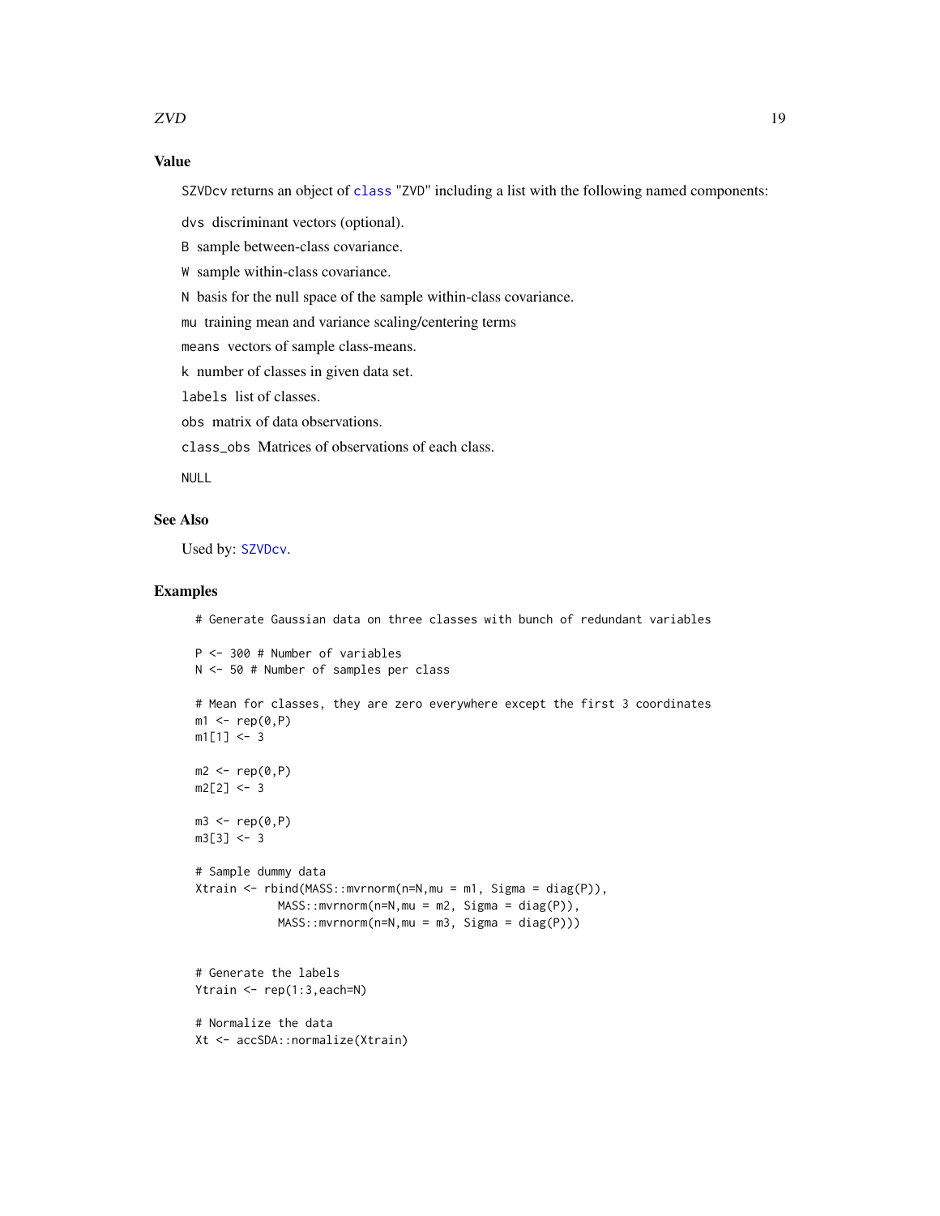## Value

`SZVDcv` returns an object of `class` "`ZVD`" including a list with the following named components:

`dvs` discriminant vectors (optional).

`B` sample between-class covariance.

`W` sample within-class covariance.

`N` basis for the null space of the sample within-class covariance.

`mu` training mean and variance scaling/centering terms

`means` vectors of sample class-means.

`k` number of classes in given data set.

`labels` list of classes.

`obs` matrix of data observations.

`class_obs` Matrices of observations of each class.

`NULL`

## See Also

Used by: `SZVDcv`.

## Examples

```
# Generate Gaussian data on three classes with bunch of redundant variables

P <- 300 # Number of variables
N <- 50 # Number of samples per class

# Mean for classes, they are zero everywhere except the first 3 coordinates
m1 <- rep(0,P)
m1[1] <- 3

m2 <- rep(0,P)
m2[2] <- 3

m3 <- rep(0,P)
m3[3] <- 3

# Sample dummy data
Xtrain <- rbind(MASS::mvrnorm(n=N,mu = m1, Sigma = diag(P)),
            MASS::mvrnorm(n=N,mu = m2, Sigma = diag(P)),
            MASS::mvrnorm(n=N,mu = m3, Sigma = diag(P)))


# Generate the labels
Ytrain <- rep(1:3,each=N)

# Normalize the data
Xt <- accSDA::normalize(Xtrain)
```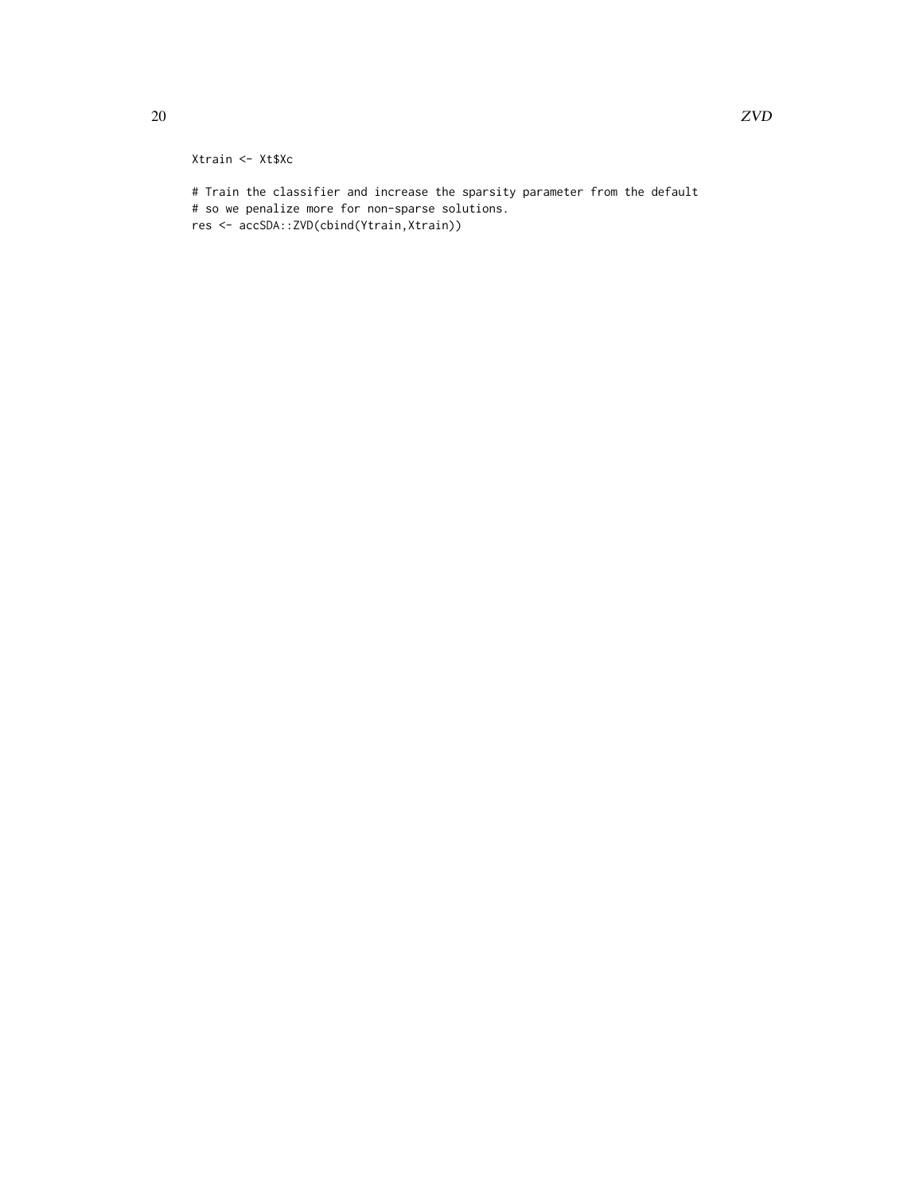```
Xtrain <- Xt$Xc

# Train the classifier and increase the sparsity parameter from the default
# so we penalize more for non-sparse solutions.
res <- accSDA::ZVD(cbind(Ytrain,Xtrain))
```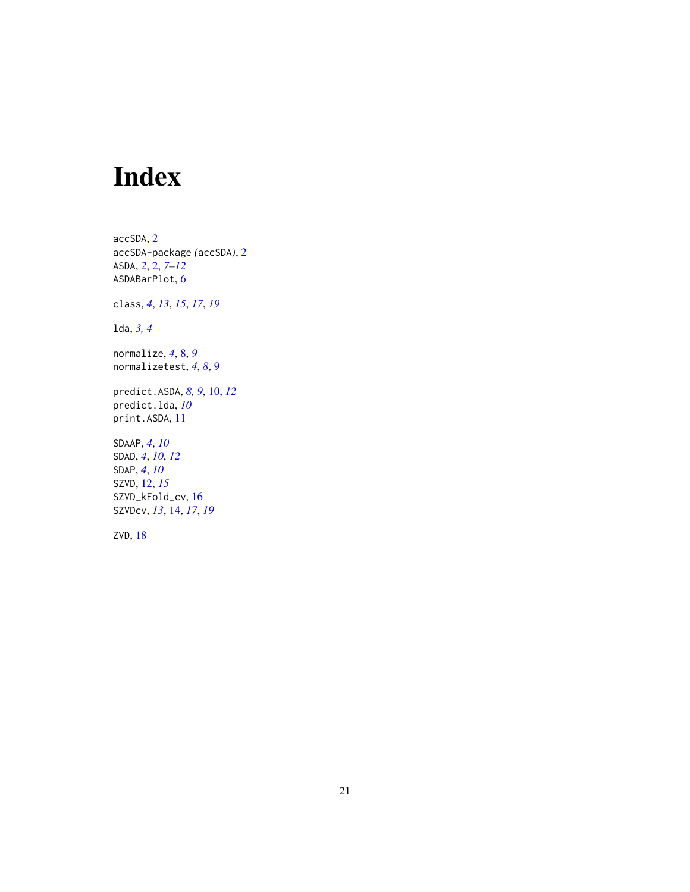# Index

accSDA, 2
accSDA-package (accSDA), 2
ASDA, *2*, 2, *7–12*
ASDABarPlot, 6

class, *4*, *13*, *15*, *17*, *19*

lda, *3, 4*

normalize, *4*, 8, *9*
normalizetest, *4*, *8*, 9

predict.ASDA, *8, 9*, 10, *12*
predict.lda, *10*
print.ASDA, 11

SDAAP, *4*, *10*
SDAD, *4*, *10*, *12*
SDAP, *4*, *10*
SZVD, 12, *15*
SZVD_kFold_cv, 16
SZVDcv, *13*, 14, *17*, *19*

ZVD, 18